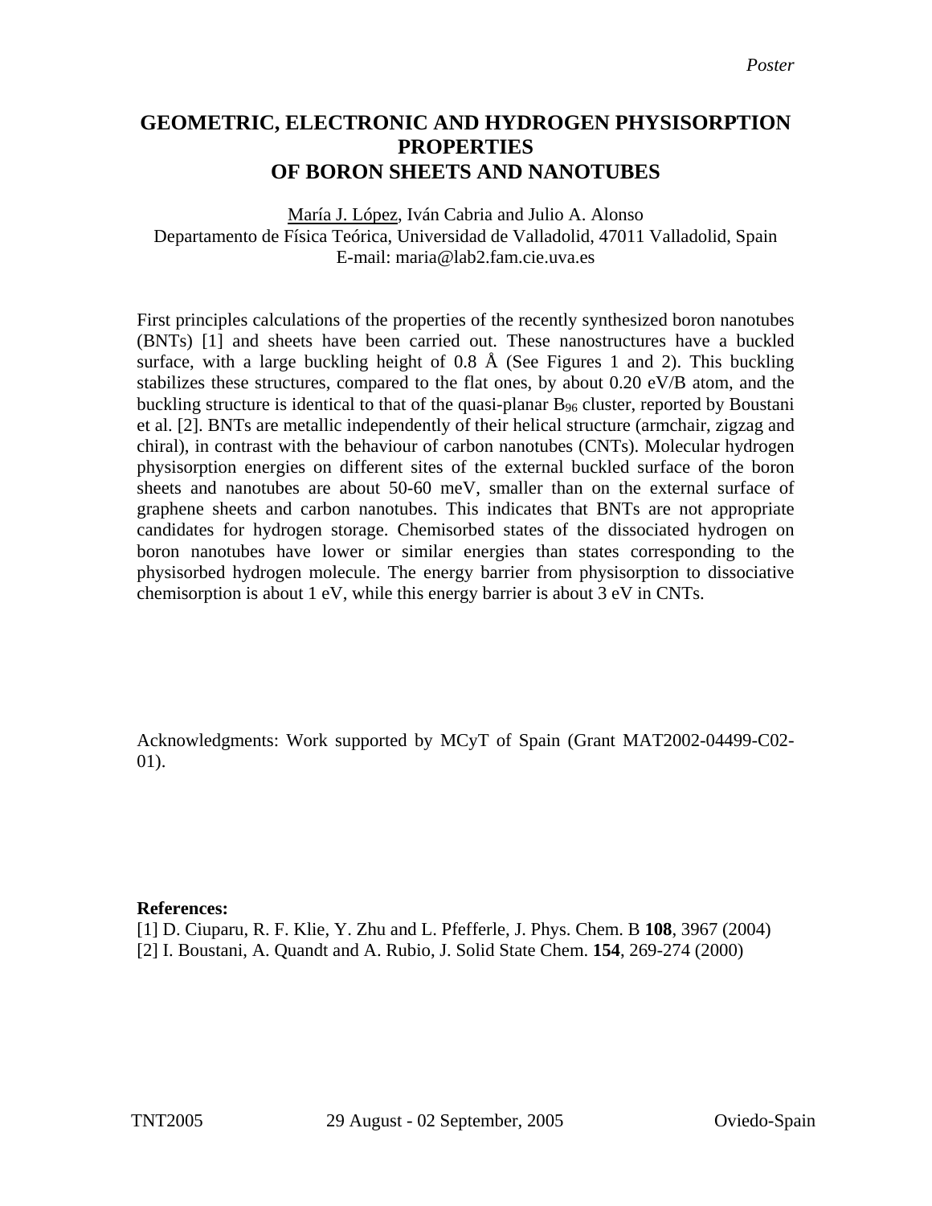*Poster*

# GEOMETRIC, ELECTRONIC AND HYDROGEN PHYSISORPTION PROPERTIES OF BORON SHEETS AND NANOTUBES

María J. López, Iván Cabria and Julio A. Alonso
Departamento de Física Teórica, Universidad de Valladolid, 47011 Valladolid, Spain
E-mail: maria@lab2.fam.cie.uva.es

First principles calculations of the properties of the recently synthesized boron nanotubes (BNTs) [1] and sheets have been carried out. These nanostructures have a buckled surface, with a large buckling height of 0.8 Å (See Figures 1 and 2). This buckling stabilizes these structures, compared to the flat ones, by about 0.20 eV/B atom, and the buckling structure is identical to that of the quasi-planar $B_{96}$ cluster, reported by Boustani et al. [2]. BNTs are metallic independently of their helical structure (armchair, zigzag and chiral), in contrast with the behaviour of carbon nanotubes (CNTs). Molecular hydrogen physisorption energies on different sites of the external buckled surface of the boron sheets and nanotubes are about 50-60 meV, smaller than on the external surface of graphene sheets and carbon nanotubes. This indicates that BNTs are not appropriate candidates for hydrogen storage. Chemisorbed states of the dissociated hydrogen on boron nanotubes have lower or similar energies than states corresponding to the physisorbed hydrogen molecule. The energy barrier from physisorption to dissociative chemisorption is about 1 eV, while this energy barrier is about 3 eV in CNTs.

Acknowledgments: Work supported by MCyT of Spain (Grant MAT2002-04499-C02-01).

**References:**

[1] D. Ciuparu, R. F. Klie, Y. Zhu and L. Pfefferle, J. Phys. Chem. B **108**, 3967 (2004)
[2] I. Boustani, A. Quandt and A. Rubio, J. Solid State Chem. **154**, 269-274 (2000)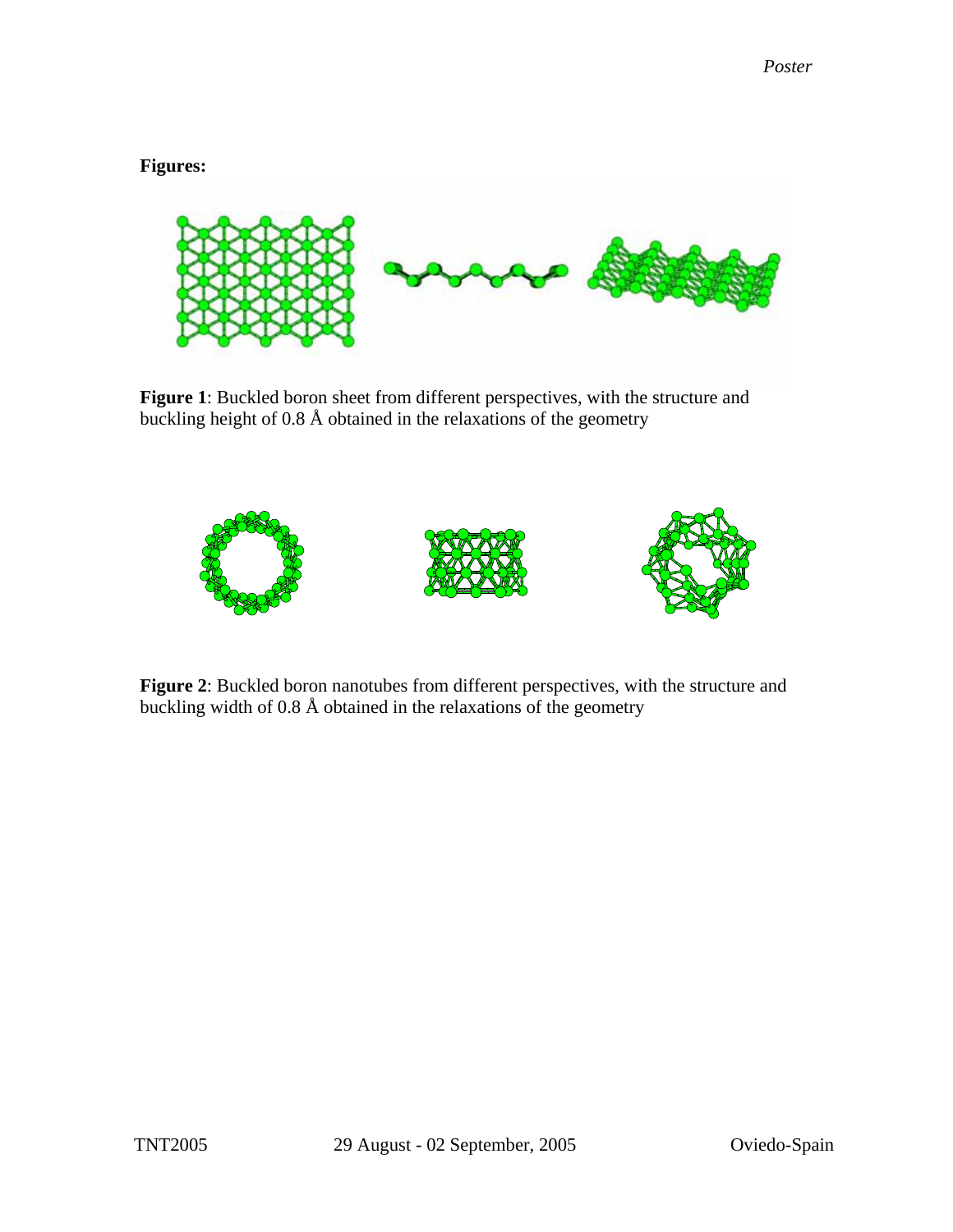**Figures:**

**Figure 1**: Buckled boron sheet from different perspectives, with the structure and buckling height of 0.8 Å obtained in the relaxations of the geometry

**Figure 2**: Buckled boron nanotubes from different perspectives, with the structure and buckling width of 0.8 Å obtained in the relaxations of the geometry